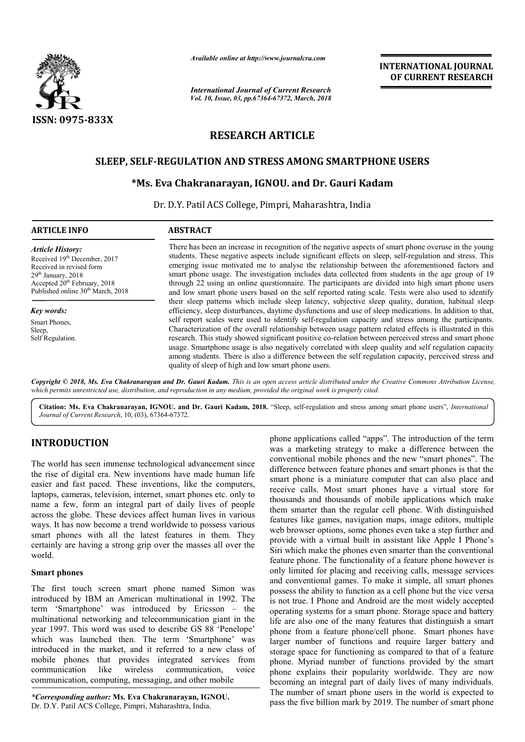*Available online at http://www.journalcra.com*

*International Journal of Current Research*
*Vol. 10, Issue, 03, pp.67364-67372, March, 2018*

**INTERNATIONAL JOURNAL OF CURRENT RESEARCH**

**ISSN: 0975-833X**

## RESEARCH ARTICLE

# SLEEP, SELF-REGULATION AND STRESS AMONG SMARTPHONE USERS

**\*Ms. Eva Chakranarayan, IGNOU. and Dr. Gauri Kadam**

Dr. D.Y. Patil ACS College, Pimpri, Maharashtra, India

**ARTICLE INFO**

*Article History:*

Received 19th December, 2017
Received in revised form
29th January, 2018
Accepted 20th February, 2018
Published online 30th March, 2018

*Key words:*

Smart Phones,
Sleep,
Self Regulation.

**ABSTRACT**

There has been an increase in recognition of the negative aspects of smart phone overuse in the young students. These negative aspects include significant effects on sleep, self-regulation and stress. This emerging issue motivated me to analyse the relationship between the aforementioned factors and smart phone usage. The investigation includes data collected from students in the age group of 19 through 22 using an online questionnaire. The participants are divided into high smart phone users and low smart phone users based on the self reported rating scale. Tests were also used to identify their sleep patterns which include sleep latency, subjective sleep quality, duration, habitual sleep efficiency, sleep disturbances, daytime dysfunctions and use of sleep medications. In addition to that, self report scales were used to identify self-regulation capacity and stress among the participants. Characterization of the overall relationship between usage pattern related effects is illustrated in this research. This study showed significant positive co-relation between perceived stress and smart phone usage. Smartphone usage is also negatively correlated with sleep quality and self regulation capacity among students. There is also a difference between the self regulation capacity, perceived stress and quality of sleep of high and low smart phone users.

*Copyright © 2018, Ms. Eva Chakranarayan and Dr. Gauri Kadam. This is an open access article distributed under the Creative Commons Attribution License, which permits unrestricted use, distribution, and reproduction in any medium, provided the original work is properly cited.*

**Citation: Ms. Eva Chakranarayan, IGNOU. and Dr. Gauri Kadam, 2018.** "Sleep, self-regulation and stress among smart phone users", *International Journal of Current Research*, 10, (03), 67364-67372.

## INTRODUCTION

The world has seen immense technological advancement since the rise of digital era. New inventions have made human life easier and fast paced. These inventions, like the computers, laptops, cameras, television, internet, smart phones etc. only to name a few, form an integral part of daily lives of people across the globe. These devices affect human lives in various ways. It has now become a trend worldwide to possess various smart phones with all the latest features in them. They certainly are having a strong grip over the masses all over the world.

### Smart phones

The first touch screen smart phone named Simon was introduced by IBM an American multinational in 1992. The term 'Smartphone' was introduced by Ericsson – the multinational networking and telecommunication giant in the year 1997. This word was used to describe GS 88 'Penelope' which was launched then. The term 'Smartphone' was introduced in the market, and it referred to a new class of mobile phones that provides integrated services from communication like wireless communication, voice communication, computing, messaging, and other mobile phone applications called "apps". The introduction of the term was a marketing strategy to make a difference between the conventional mobile phones and the new "smart phones". The difference between feature phones and smart phones is that the smart phone is a miniature computer that can also place and receive calls. Most smart phones have a virtual store for thousands and thousands of mobile applications which make them smarter than the regular cell phone. With distinguished features like games, navigation maps, image editors, multiple web browser options, some phones even take a step further and provide with a virtual built in assistant like Apple I Phone's Siri which make the phones even smarter than the conventional feature phone. The functionality of a feature phone however is only limited for placing and receiving calls, message services and conventional games. To make it simple, all smart phones possess the ability to function as a cell phone but the vice versa is not true. I Phone and Android are the most widely accepted operating systems for a smart phone. Storage space and battery life are also one of the many features that distinguish a smart phone from a feature phone/cell phone. Smart phones have larger number of functions and require larger battery and storage space for functioning as compared to that of a feature phone. Myriad number of functions provided by the smart phone explains their popularity worldwide. They are now becoming an integral part of daily lives of many individuals. The number of smart phone users in the world is expected to pass the five billion mark by 2019. The number of smart phone

*\*Corresponding author:* **Ms. Eva Chakranarayan, IGNOU.**
Dr. D.Y. Patil ACS College, Pimpri, Maharashtra, India.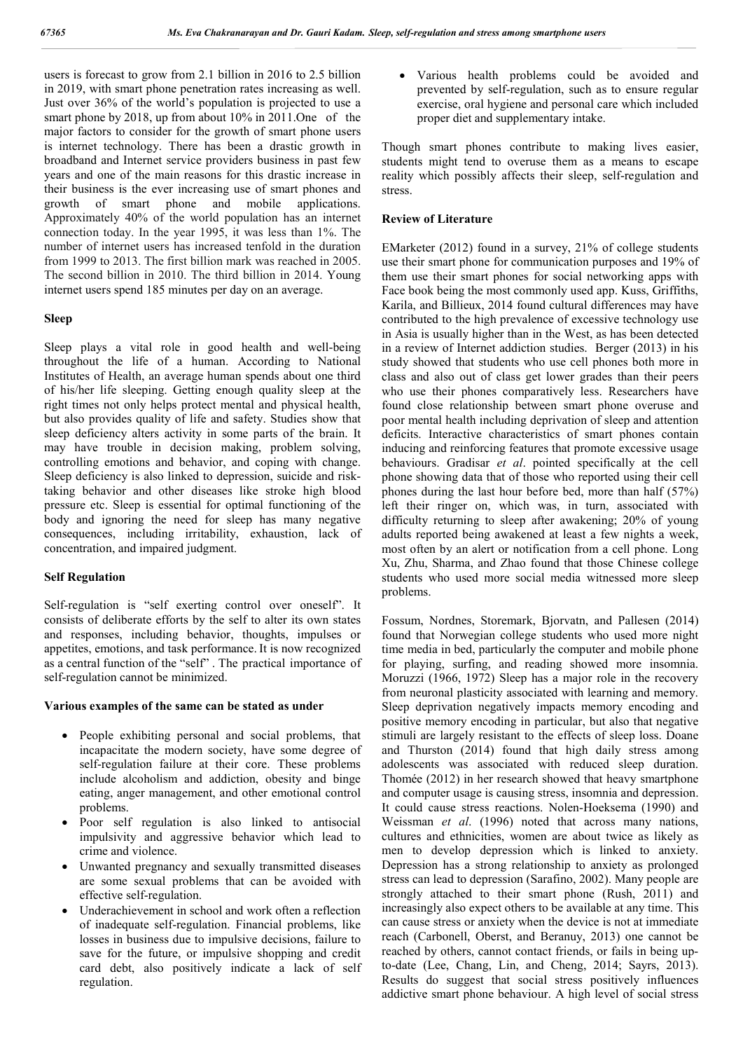users is forecast to grow from 2.1 billion in 2016 to 2.5 billion in 2019, with smart phone penetration rates increasing as well. Just over 36% of the world's population is projected to use a smart phone by 2018, up from about 10% in 2011.One of the major factors to consider for the growth of smart phone users is internet technology. There has been a drastic growth in broadband and Internet service providers business in past few years and one of the main reasons for this drastic increase in their business is the ever increasing use of smart phones and growth of smart phone and mobile applications. Approximately 40% of the world population has an internet connection today. In the year 1995, it was less than 1%. The number of internet users has increased tenfold in the duration from 1999 to 2013. The first billion mark was reached in 2005. The second billion in 2010. The third billion in 2014. Young internet users spend 185 minutes per day on an average.

## Sleep

Sleep plays a vital role in good health and well-being throughout the life of a human. According to National Institutes of Health, an average human spends about one third of his/her life sleeping. Getting enough quality sleep at the right times not only helps protect mental and physical health, but also provides quality of life and safety. Studies show that sleep deficiency alters activity in some parts of the brain. It may have trouble in decision making, problem solving, controlling emotions and behavior, and coping with change. Sleep deficiency is also linked to depression, suicide and risk-taking behavior and other diseases like stroke high blood pressure etc. Sleep is essential for optimal functioning of the body and ignoring the need for sleep has many negative consequences, including irritability, exhaustion, lack of concentration, and impaired judgment.

## Self Regulation

Self-regulation is "self exerting control over oneself". It consists of deliberate efforts by the self to alter its own states and responses, including behavior, thoughts, impulses or appetites, emotions, and task performance. It is now recognized as a central function of the "self" . The practical importance of self-regulation cannot be minimized.

### Various examples of the same can be stated as under

- People exhibiting personal and social problems, that incapacitate the modern society, have some degree of self-regulation failure at their core. These problems include alcoholism and addiction, obesity and binge eating, anger management, and other emotional control problems.
- Poor self regulation is also linked to antisocial impulsivity and aggressive behavior which lead to crime and violence.
- Unwanted pregnancy and sexually transmitted diseases are some sexual problems that can be avoided with effective self-regulation.
- Underachievement in school and work often a reflection of inadequate self-regulation. Financial problems, like losses in business due to impulsive decisions, failure to save for the future, or impulsive shopping and credit card debt, also positively indicate a lack of self regulation.
- Various health problems could be avoided and prevented by self-regulation, such as to ensure regular exercise, oral hygiene and personal care which included proper diet and supplementary intake.

Though smart phones contribute to making lives easier, students might tend to overuse them as a means to escape reality which possibly affects their sleep, self-regulation and stress.

## Review of Literature

EMarketer (2012) found in a survey, 21% of college students use their smart phone for communication purposes and 19% of them use their smart phones for social networking apps with Face book being the most commonly used app. Kuss, Griffiths, Karila, and Billieux, 2014 found cultural differences may have contributed to the high prevalence of excessive technology use in Asia is usually higher than in the West, as has been detected in a review of Internet addiction studies. Berger (2013) in his study showed that students who use cell phones both more in class and also out of class get lower grades than their peers who use their phones comparatively less. Researchers have found close relationship between smart phone overuse and poor mental health including deprivation of sleep and attention deficits. Interactive characteristics of smart phones contain inducing and reinforcing features that promote excessive usage behaviours. Gradisar *et al*. pointed specifically at the cell phone showing data that of those who reported using their cell phones during the last hour before bed, more than half (57%) left their ringer on, which was, in turn, associated with difficulty returning to sleep after awakening; 20% of young adults reported being awakened at least a few nights a week, most often by an alert or notification from a cell phone. Long Xu, Zhu, Sharma, and Zhao found that those Chinese college students who used more social media witnessed more sleep problems.

Fossum, Nordnes, Storemark, Bjorvatn, and Pallesen (2014) found that Norwegian college students who used more night time media in bed, particularly the computer and mobile phone for playing, surfing, and reading showed more insomnia. Moruzzi (1966, 1972) Sleep has a major role in the recovery from neuronal plasticity associated with learning and memory. Sleep deprivation negatively impacts memory encoding and positive memory encoding in particular, but also that negative stimuli are largely resistant to the effects of sleep loss. Doane and Thurston (2014) found that high daily stress among adolescents was associated with reduced sleep duration. Thomée (2012) in her research showed that heavy smartphone and computer usage is causing stress, insomnia and depression. It could cause stress reactions. Nolen-Hoeksema (1990) and Weissman *et al*. (1996) noted that across many nations, cultures and ethnicities, women are about twice as likely as men to develop depression which is linked to anxiety. Depression has a strong relationship to anxiety as prolonged stress can lead to depression (Sarafino, 2002). Many people are strongly attached to their smart phone (Rush, 2011) and increasingly also expect others to be available at any time. This can cause stress or anxiety when the device is not at immediate reach (Carbonell, Oberst, and Beranuy, 2013) one cannot be reached by others, cannot contact friends, or fails in being up-to-date (Lee, Chang, Lin, and Cheng, 2014; Sayrs, 2013). Results do suggest that social stress positively influences addictive smart phone behaviour. A high level of social stress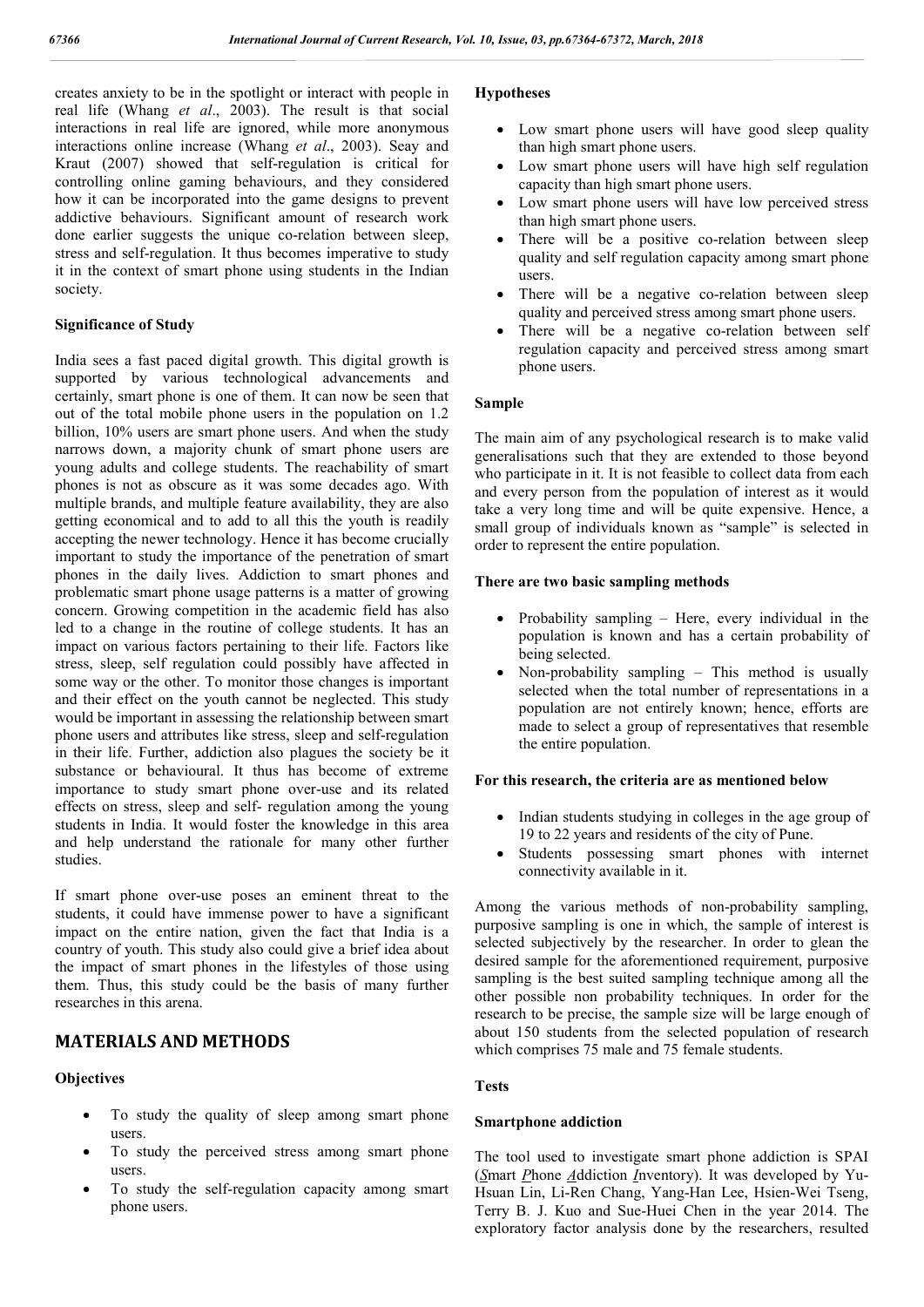creates anxiety to be in the spotlight or interact with people in real life (Whang *et al*., 2003). The result is that social interactions in real life are ignored, while more anonymous interactions online increase (Whang *et al*., 2003). Seay and Kraut (2007) showed that self-regulation is critical for controlling online gaming behaviours, and they considered how it can be incorporated into the game designs to prevent addictive behaviours. Significant amount of research work done earlier suggests the unique co-relation between sleep, stress and self-regulation. It thus becomes imperative to study it in the context of smart phone using students in the Indian society.

### Significance of Study

India sees a fast paced digital growth. This digital growth is supported by various technological advancements and certainly, smart phone is one of them. It can now be seen that out of the total mobile phone users in the population on 1.2 billion, 10% users are smart phone users. And when the study narrows down, a majority chunk of smart phone users are young adults and college students. The reachability of smart phones is not as obscure as it was some decades ago. With multiple brands, and multiple feature availability, they are also getting economical and to add to all this the youth is readily accepting the newer technology. Hence it has become crucially important to study the importance of the penetration of smart phones in the daily lives. Addiction to smart phones and problematic smart phone usage patterns is a matter of growing concern. Growing competition in the academic field has also led to a change in the routine of college students. It has an impact on various factors pertaining to their life. Factors like stress, sleep, self regulation could possibly have affected in some way or the other. To monitor those changes is important and their effect on the youth cannot be neglected. This study would be important in assessing the relationship between smart phone users and attributes like stress, sleep and self-regulation in their life. Further, addiction also plagues the society be it substance or behavioural. It thus has become of extreme importance to study smart phone over-use and its related effects on stress, sleep and self- regulation among the young students in India. It would foster the knowledge in this area and help understand the rationale for many other further studies.

If smart phone over-use poses an eminent threat to the students, it could have immense power to have a significant impact on the entire nation, given the fact that India is a country of youth. This study also could give a brief idea about the impact of smart phones in the lifestyles of those using them. Thus, this study could be the basis of many further researches in this arena.

## MATERIALS AND METHODS

### Objectives

- To study the quality of sleep among smart phone users.
- To study the perceived stress among smart phone users.
- To study the self-regulation capacity among smart phone users.

### Hypotheses

- Low smart phone users will have good sleep quality than high smart phone users.
- Low smart phone users will have high self regulation capacity than high smart phone users.
- Low smart phone users will have low perceived stress than high smart phone users.
- There will be a positive co-relation between sleep quality and self regulation capacity among smart phone users.
- There will be a negative co-relation between sleep quality and perceived stress among smart phone users.
- There will be a negative co-relation between self regulation capacity and perceived stress among smart phone users.

### Sample

The main aim of any psychological research is to make valid generalisations such that they are extended to those beyond who participate in it. It is not feasible to collect data from each and every person from the population of interest as it would take a very long time and will be quite expensive. Hence, a small group of individuals known as "sample" is selected in order to represent the entire population.

### There are two basic sampling methods

- Probability sampling – Here, every individual in the population is known and has a certain probability of being selected.
- Non-probability sampling – This method is usually selected when the total number of representations in a population are not entirely known; hence, efforts are made to select a group of representatives that resemble the entire population.

### For this research, the criteria are as mentioned below

- Indian students studying in colleges in the age group of 19 to 22 years and residents of the city of Pune.
- Students possessing smart phones with internet connectivity available in it.

Among the various methods of non-probability sampling, purposive sampling is one in which, the sample of interest is selected subjectively by the researcher. In order to glean the desired sample for the aforementioned requirement, purposive sampling is the best suited sampling technique among all the other possible non probability techniques. In order for the research to be precise, the sample size will be large enough of about 150 students from the selected population of research which comprises 75 male and 75 female students.

### Tests

### Smartphone addiction

The tool used to investigate smart phone addiction is SPAI (*S*mart *P*hone *A*ddiction *I*nventory). It was developed by Yu-Hsuan Lin, Li-Ren Chang, Yang-Han Lee, Hsien-Wei Tseng, Terry B. J. Kuo and Sue-Huei Chen in the year 2014. The exploratory factor analysis done by the researchers, resulted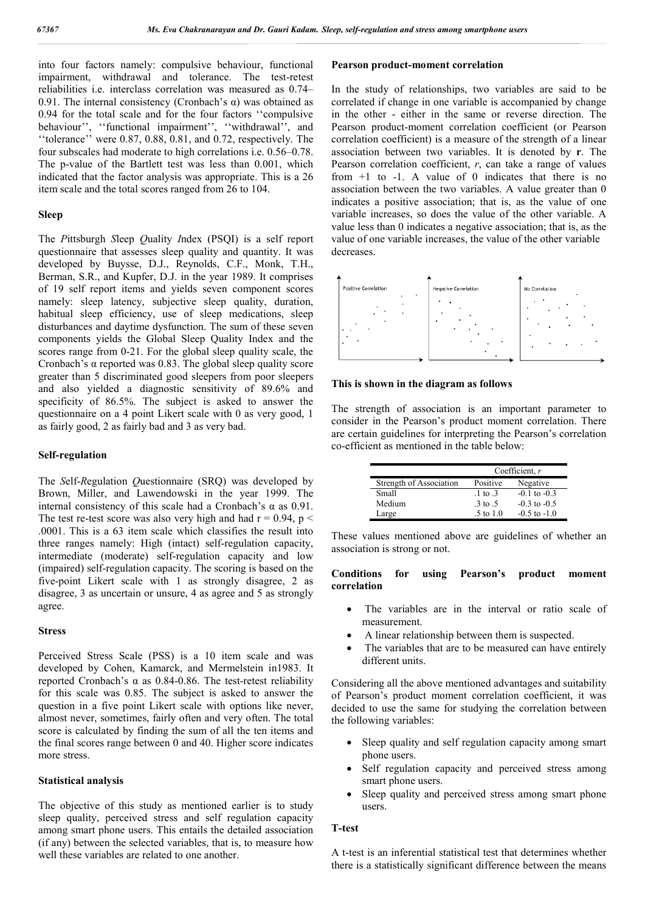into four factors namely: compulsive behaviour, functional impairment, withdrawal and tolerance. The test-retest reliabilities i.e. interclass correlation was measured as 0.74–0.91. The internal consistency (Cronbach's α) was obtained as 0.94 for the total scale and for the four factors ''compulsive behaviour'', ''functional impairment'', ''withdrawal'', and ''tolerance'' were 0.87, 0.88, 0.81, and 0.72, respectively. The four subscales had moderate to high correlations i.e. 0.56–0.78. The p-value of the Bartlett test was less than 0.001, which indicated that the factor analysis was appropriate. This is a 26 item scale and the total scores ranged from 26 to 104.

### Sleep

The *P*ittsburgh *S*leep *Q*uality *I*ndex (PSQI) is a self report questionnaire that assesses sleep quality and quantity. It was developed by Buysse, D.J., Reynolds, C.F., Monk, T.H., Berman, S.R., and Kupfer, D.J. in the year 1989. It comprises of 19 self report items and yields seven component scores namely: sleep latency, subjective sleep quality, duration, habitual sleep efficiency, use of sleep medications, sleep disturbances and daytime dysfunction. The sum of these seven components yields the Global Sleep Quality Index and the scores range from 0-21. For the global sleep quality scale, the Cronbach's α reported was 0.83. The global sleep quality score greater than 5 discriminated good sleepers from poor sleepers and also yielded a diagnostic sensitivity of 89.6% and specificity of 86.5%. The subject is asked to answer the questionnaire on a 4 point Likert scale with 0 as very good, 1 as fairly good, 2 as fairly bad and 3 as very bad.

### Self-regulation

The *S*elf-*R*egulation *Q*uestionnaire (SRQ) was developed by Brown, Miller, and Lawendowski in the year 1999. The internal consistency of this scale had a Cronbach's α as 0.91. The test re-test score was also very high and had $r = 0.94$, $p < .0001$. This is a 63 item scale which classifies the result into three ranges namely: High (intact) self-regulation capacity, intermediate (moderate) self-regulation capacity and low (impaired) self-regulation capacity. The scoring is based on the five-point Likert scale with 1 as strongly disagree, 2 as disagree, 3 as uncertain or unsure, 4 as agree and 5 as strongly agree.

### Stress

Perceived Stress Scale (PSS) is a 10 item scale and was developed by Cohen, Kamarck, and Mermelstein in1983. It reported Cronbach's α as 0.84-0.86. The test-retest reliability for this scale was 0.85. The subject is asked to answer the question in a five point Likert scale with options like never, almost never, sometimes, fairly often and very often. The total score is calculated by finding the sum of all the ten items and the final scores range between 0 and 40. Higher score indicates more stress.

### Statistical analysis

The objective of this study as mentioned earlier is to study sleep quality, perceived stress and self regulation capacity among smart phone users. This entails the detailed association (if any) between the selected variables, that is, to measure how well these variables are related to one another.

### Pearson product-moment correlation

In the study of relationships, two variables are said to be correlated if change in one variable is accompanied by change in the other - either in the same or reverse direction. The Pearson product-moment correlation coefficient (or Pearson correlation coefficient) is a measure of the strength of a linear association between two variables. It is denoted by **r**. The Pearson correlation coefficient, *r*, can take a range of values from +1 to -1. A value of 0 indicates that there is no association between the two variables. A value greater than 0 indicates a positive association; that is, as the value of one variable increases, so does the value of the other variable. A value less than 0 indicates a negative association; that is, as the value of one variable increases, the value of the other variable decreases.

Positive Correlation | Negative Correlation | No Correlation

**This is shown in the diagram as follows**

The strength of association is an important parameter to consider in the Pearson's product moment correlation. There are certain guidelines for interpreting the Pearson's correlation co-efficient as mentioned in the table below:

| | Coefficient, *r* | |
|---|---|---|
| Strength of Association | Positive | Negative |
| Small | .1 to .3 | -0.1 to -0.3 |
| Medium | .3 to .5 | -0.3 to -0.5 |
| Large | .5 to 1.0 | -0.5 to -1.0 |

These values mentioned above are guidelines of whether an association is strong or not.

### Conditions for using Pearson's product moment correlation

- The variables are in the interval or ratio scale of measurement.
- A linear relationship between them is suspected.
- The variables that are to be measured can have entirely different units.

Considering all the above mentioned advantages and suitability of Pearson's product moment correlation coefficient, it was decided to use the same for studying the correlation between the following variables:

- Sleep quality and self regulation capacity among smart phone users.
- Self regulation capacity and perceived stress among smart phone users.
- Sleep quality and perceived stress among smart phone users.

### T-test

A t-test is an inferential statistical test that determines whether there is a statistically significant difference between the means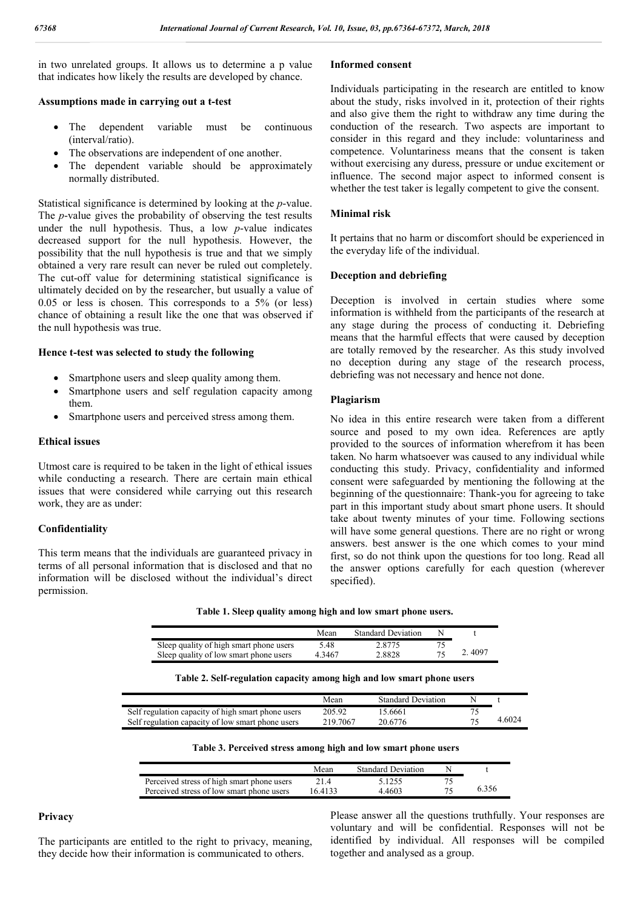in two unrelated groups. It allows us to determine a p value that indicates how likely the results are developed by chance.

**Assumptions made in carrying out a t-test**

- The dependent variable must be continuous (interval/ratio).
- The observations are independent of one another.
- The dependent variable should be approximately normally distributed.

Statistical significance is determined by looking at the *p*-value. The *p*-value gives the probability of observing the test results under the null hypothesis. Thus, a low *p*-value indicates decreased support for the null hypothesis. However, the possibility that the null hypothesis is true and that we simply obtained a very rare result can never be ruled out completely. The cut-off value for determining statistical significance is ultimately decided on by the researcher, but usually a value of 0.05 or less is chosen. This corresponds to a 5% (or less) chance of obtaining a result like the one that was observed if the null hypothesis was true.

**Hence t-test was selected to study the following**

- Smartphone users and sleep quality among them.
- Smartphone users and self regulation capacity among them.
- Smartphone users and perceived stress among them.

**Ethical issues**

Utmost care is required to be taken in the light of ethical issues while conducting a research. There are certain main ethical issues that were considered while carrying out this research work, they are as under:

**Confidentiality**

This term means that the individuals are guaranteed privacy in terms of all personal information that is disclosed and that no information will be disclosed without the individual's direct permission.

**Privacy**

The participants are entitled to the right to privacy, meaning, they decide how their information is communicated to others.

**Informed consent**

Individuals participating in the research are entitled to know about the study, risks involved in it, protection of their rights and also give them the right to withdraw any time during the conduction of the research. Two aspects are important to consider in this regard and they include: voluntariness and competence. Voluntariness means that the consent is taken without exercising any duress, pressure or undue excitement or influence. The second major aspect to informed consent is whether the test taker is legally competent to give the consent.

**Minimal risk**

It pertains that no harm or discomfort should be experienced in the everyday life of the individual.

**Deception and debriefing**

Deception is involved in certain studies where some information is withheld from the participants of the research at any stage during the process of conducting it. Debriefing means that the harmful effects that were caused by deception are totally removed by the researcher. As this study involved no deception during any stage of the research process, debriefing was not necessary and hence not done.

**Plagiarism**

No idea in this entire research were taken from a different source and posed to my own idea. References are aptly provided to the sources of information wherefrom it has been taken. No harm whatsoever was caused to any individual while conducting this study. Privacy, confidentiality and informed consent were safeguarded by mentioning the following at the beginning of the questionnaire: Thank-you for agreeing to take part in this important study about smart phone users. It should take about twenty minutes of your time. Following sections will have some general questions. There are no right or wrong answers. best answer is the one which comes to your mind first, so do not think upon the questions for too long. Read all the answer options carefully for each question (wherever specified).

Please answer all the questions truthfully. Your responses are voluntary and will be confidential. Responses will not be identified by individual. All responses will be compiled together and analysed as a group.

**Table 1. Sleep quality among high and low smart phone users.**

| | Mean | Standard Deviation | N | t |
|---|---|---|---|---|
| Sleep quality of high smart phone users | 5.48 | 2.8775 | 75 | 2. 4097 |
| Sleep quality of low smart phone users | 4.3467 | 2.8828 | 75 | |

**Table 2. Self-regulation capacity among high and low smart phone users**

| | Mean | Standard Deviation | N | t |
|---|---|---|---|---|
| Self regulation capacity of high smart phone users | 205.92 | 15.6661 | 75 | 4.6024 |
| Self regulation capacity of low smart phone users | 219.7067 | 20.6776 | 75 | |

**Table 3. Perceived stress among high and low smart phone users**

| | Mean | Standard Deviation | N | t |
|---|---|---|---|---|
| Perceived stress of high smart phone users | 21.4 | 5.1255 | 75 | 6.356 |
| Perceived stress of low smart phone users | 16.4133 | 4.4603 | 75 | |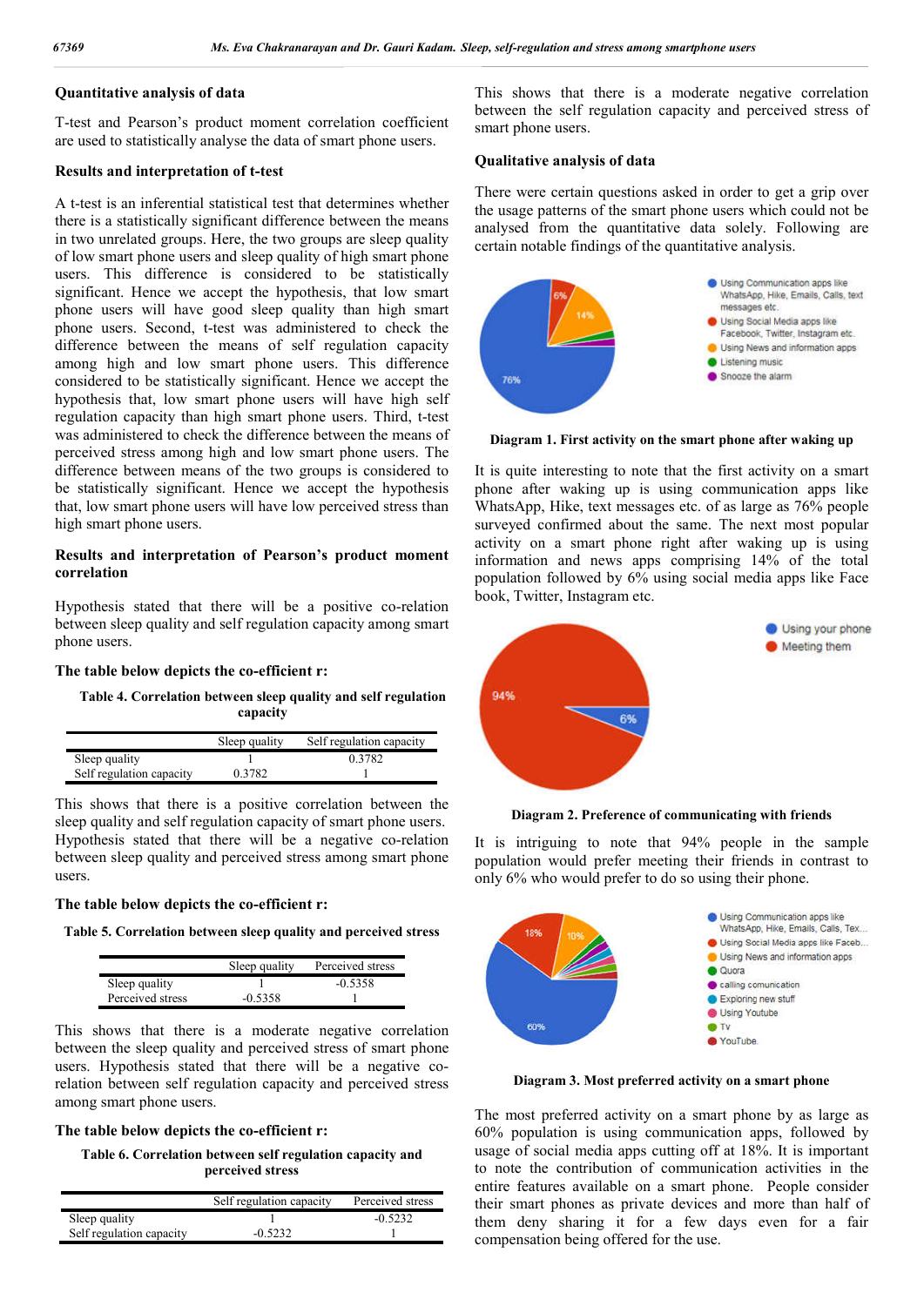## Quantitative analysis of data

T-test and Pearson's product moment correlation coefficient are used to statistically analyse the data of smart phone users.

### Results and interpretation of t-test

A t-test is an inferential statistical test that determines whether there is a statistically significant difference between the means in two unrelated groups. Here, the two groups are sleep quality of low smart phone users and sleep quality of high smart phone users. This difference is considered to be statistically significant. Hence we accept the hypothesis, that low smart phone users will have good sleep quality than high smart phone users. Second, t-test was administered to check the difference between the means of self regulation capacity among high and low smart phone users. This difference considered to be statistically significant. Hence we accept the hypothesis that, low smart phone users will have high self regulation capacity than high smart phone users. Third, t-test was administered to check the difference between the means of perceived stress among high and low smart phone users. The difference between means of the two groups is considered to be statistically significant. Hence we accept the hypothesis that, low smart phone users will have low perceived stress than high smart phone users.

### Results and interpretation of Pearson's product moment correlation

Hypothesis stated that there will be a positive co-relation between sleep quality and self regulation capacity among smart phone users.

**The table below depicts the co-efficient r:**

**Table 4. Correlation between sleep quality and self regulation capacity**

| | Sleep quality | Self regulation capacity |
|---|---|---|
| Sleep quality | 1 | 0.3782 |
| Self regulation capacity | 0.3782 | 1 |

This shows that there is a positive correlation between the sleep quality and self regulation capacity of smart phone users. Hypothesis stated that there will be a negative co-relation between sleep quality and perceived stress among smart phone users.

**The table below depicts the co-efficient r:**

**Table 5. Correlation between sleep quality and perceived stress**

| | Sleep quality | Perceived stress |
|---|---|---|
| Sleep quality | 1 | -0.5358 |
| Perceived stress | -0.5358 | 1 |

This shows that there is a moderate negative correlation between the sleep quality and perceived stress of smart phone users. Hypothesis stated that there will be a negative co-relation between self regulation capacity and perceived stress among smart phone users.

**The table below depicts the co-efficient r:**

**Table 6. Correlation between self regulation capacity and perceived stress**

| | Self regulation capacity | Perceived stress |
|---|---|---|
| Sleep quality | 1 | -0.5232 |
| Self regulation capacity | -0.5232 | 1 |

This shows that there is a moderate negative correlation between the self regulation capacity and perceived stress of smart phone users.

## Qualitative analysis of data

There were certain questions asked in order to get a grip over the usage patterns of the smart phone users which could not be analysed from the quantitative data solely. Following are certain notable findings of the quantitative analysis.

**Diagram 1. First activity on the smart phone after waking up**

It is quite interesting to note that the first activity on a smart phone after waking up is using communication apps like WhatsApp, Hike, text messages etc. of as large as 76% people surveyed confirmed about the same. The next most popular activity on a smart phone right after waking up is using information and news apps comprising 14% of the total population followed by 6% using social media apps like Face book, Twitter, Instagram etc.

**Diagram 2. Preference of communicating with friends**

It is intriguing to note that 94% people in the sample population would prefer meeting their friends in contrast to only 6% who would prefer to do so using their phone.

**Diagram 3. Most preferred activity on a smart phone**

The most preferred activity on a smart phone by as large as 60% population is using communication apps, followed by usage of social media apps cutting off at 18%. It is important to note the contribution of communication activities in the entire features available on a smart phone. People consider their smart phones as private devices and more than half of them deny sharing it for a few days even for a fair compensation being offered for the use.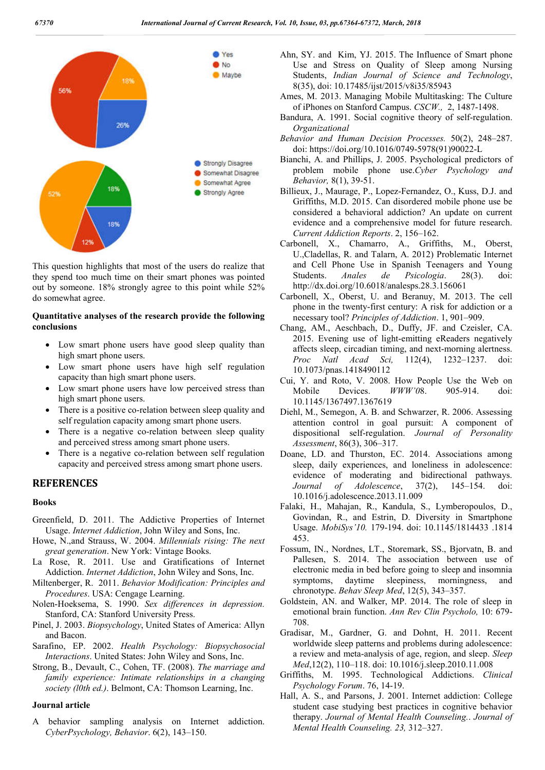This question highlights that most of the users do realize that they spend too much time on their smart phones was pointed out by someone. 18% strongly agree to this point while 52% do somewhat agree.

**Quantitative analyses of the research provide the following conclusions**

- Low smart phone users have good sleep quality than high smart phone users.
- Low smart phone users have high self regulation capacity than high smart phone users.
- Low smart phone users have low perceived stress than high smart phone users.
- There is a positive co-relation between sleep quality and self regulation capacity among smart phone users.
- There is a negative co-relation between sleep quality and perceived stress among smart phone users.
- There is a negative co-relation between self regulation capacity and perceived stress among smart phone users.

## REFERENCES

### Books

Greenfield, D. 2011. The Addictive Properties of Internet Usage. *Internet Addiction*, John Wiley and Sons, Inc.

Howe, N.,and Strauss, W. 2004. *Millennials rising: The next great generation*. New York: Vintage Books.

La Rose, R. 2011. Use and Gratifications of Internet Addiction. *Internet Addiction*, John Wiley and Sons, Inc.

Miltenberger, R. 2011. *Behavior Modification: Principles and Procedures*. USA: Cengage Learning.

Nolen-Hoeksema, S. 1990. *Sex differences in depression*. Stanford, CA: Stanford University Press.

Pinel, J. 2003. *Biopsychology*, United States of America: Allyn and Bacon.

Sarafino, EP. 2002. *Health Psychology: Biopsychosocial Interactions*. United States: John Wiley and Sons, Inc.

Strong, B., Devault, C., Cohen, TF. (2008). *The marriage and family experience: Intimate relationships in a changing society (l0th ed.)*. Belmont, CA: Thomson Learning, Inc.

### Journal article

A behavior sampling analysis on Internet addiction. *CyberPsychology, Behavior*. 6(2), 143–150.

Ahn, SY. and Kim, YJ. 2015. The Influence of Smart phone Use and Stress on Quality of Sleep among Nursing Students, *Indian Journal of Science and Technology*, 8(35), doi: 10.17485/ijst/2015/v8i35/85943

Ames, M. 2013. Managing Mobile Multitasking: The Culture of iPhones on Stanford Campus. *CSCW.,* 2, 1487-1498.

Bandura, A. 1991. Social cognitive theory of self-regulation. *Organizational Behavior and Human Decision Processes.* 50(2), 248–287. doi: https://doi.org/10.1016/0749-5978(91)90022-L

Bianchi, A. and Phillips, J. 2005. Psychological predictors of problem mobile phone use.*Cyber Psychology and Behavior,* 8(1), 39-51.

Billieux, J., Maurage, P., Lopez-Fernandez, O., Kuss, D.J. and Griffiths, M.D. 2015. Can disordered mobile phone use be considered a behavioral addiction? An update on current evidence and a comprehensive model for future research. *Current Addiction Reports*. 2, 156–162.

Carbonell, X., Chamarro, A., Griffiths, M., Oberst, U.,Cladellas, R. and Talarn, A. 2012) Problematic Internet and Cell Phone Use in Spanish Teenagers and Young Students. *Anales de Psicologia*. 28(3). doi: http://dx.doi.org/10.6018/analesps.28.3.156061

Carbonell, X., Oberst, U. and Beranuy, M. 2013. The cell phone in the twenty-first century: A risk for addiction or a necessary tool? *Principles of Addiction*. 1, 901–909.

Chang, AM., Aeschbach, D., Duffy, JF. and Czeisler, CA. 2015. Evening use of light-emitting eReaders negatively affects sleep, circadian timing, and next-morning alertness. *Proc Natl Acad Sci,* 112(4), 1232–1237. doi: 10.1073/pnas.1418490112

Cui, Y. and Roto, V. 2008. How People Use the Web on Mobile Devices. *WWW'08*. 905-914. doi: 10.1145/1367497.1367619

Diehl, M., Semegon, A. B. and Schwarzer, R. 2006. Assessing attention control in goal pursuit: A component of dispositional self-regulation. *Journal of Personality Assessment*, 86(3), 306–317.

Doane, LD. and Thurston, EC. 2014. Associations among sleep, daily experiences, and loneliness in adolescence: evidence of moderating and bidirectional pathways. *Journal of Adolescence*, 37(2), 145–154. doi: 10.1016/j.adolescence.2013.11.009

Falaki, H., Mahajan, R., Kandula, S., Lymberopoulos, D., Govindan, R., and Estrin, D. Diversity in Smartphone Usage. *MobiSys'10.* 179-194. doi: 10.1145/1814433 .1814 453.

Fossum, IN., Nordnes, LT., Storemark, SS., Bjorvatn, B. and Pallesen, S. 2014. The association between use of electronic media in bed before going to sleep and insomnia symptoms, daytime sleepiness, morningness, and chronotype. *Behav Sleep Med*, 12(5), 343–357.

Goldstein, AN. and Walker, MP. 2014. The role of sleep in emotional brain function. *Ann Rev Clin Psycholo,* 10: 679-708.

Gradisar, M., Gardner, G. and Dohnt, H. 2011. Recent worldwide sleep patterns and problems during adolescence: a review and meta-analysis of age, region, and sleep. *Sleep Med*,12(2), 110–118. doi: 10.1016/j.sleep.2010.11.008

Griffiths, M. 1995. Technological Addictions. *Clinical Psychology Forum*. 76, 14-19.

Hall, A. S., and Parsons, J. 2001. Internet addiction: College student case studying best practices in cognitive behavior therapy. *Journal of Mental Health Counseling.. Journal of Mental Health Counseling. 23,* 312–327.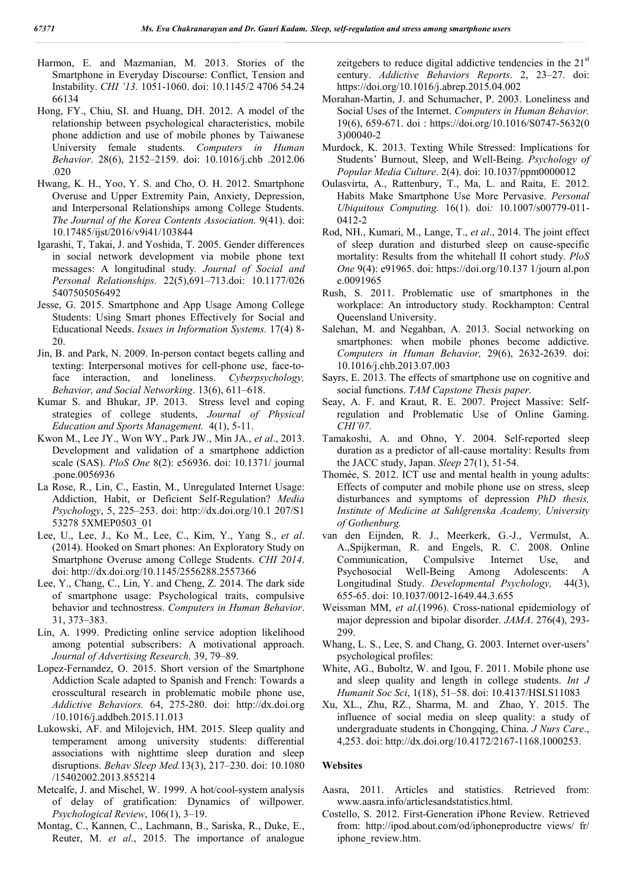Harmon, E. and Mazmanian, M. 2013. Stories of the Smartphone in Everyday Discourse: Conflict, Tension and Instability. *CHI '13.* 1051-1060. doi: 10.1145/2 4706 54.24 66134

Hong, FY., Chiu, SI. and Huang, DH. 2012. A model of the relationship between psychological characteristics, mobile phone addiction and use of mobile phones by Taiwanese University female students. *Computers in Human Behavior*. 28(6), 2152–2159. doi: 10.1016/j.chb .2012.06 .020

Hwang, K. H., Yoo, Y. S. and Cho, O. H. 2012. Smartphone Overuse and Upper Extremity Pain, Anxiety, Depression, and Interpersonal Relationships among College Students. *The Journal of the Korea Contents Association.* 9(41). doi: 10.17485/ijst/2016/v9i41/103844

Igarashi, T, Takai, J. and Yoshida, T. 2005. Gender differences in social network development via mobile phone text messages: A longitudinal study*. Journal of Social and Personal Relationships.* 22(5),691–713.doi: 10.1177/026 5407505056492

Jesse, G. 2015. Smartphone and App Usage Among College Students: Using Smart phones Effectively for Social and Educational Needs. *Issues in Information Systems.* 17(4) 8-20.

Jin, B. and Park, N. 2009. In-person contact begets calling and texting: Interpersonal motives for cell-phone use, face-to-face interaction, and loneliness. *Cyberpsychology, Behavior, and Social Networking*. 13(6), 611–618.

Kumar S. and Bhukar, JP. 2013. Stress level and coping strategies of college students, *Journal of Physical Education and Sports Management.* 4(1), 5-11.

Kwon M., Lee JY., Won WY., Park JW., Min JA., *et al*., 2013. Development and validation of a smartphone addiction scale (SAS). *PloS One* 8(2): e56936. doi: 10.1371/ journal .pone.0056936

La Rose, R., Lin, C., Eastin, M., Unregulated Internet Usage: Addiction, Habit, or Deficient Self-Regulation? *Media Psychology*, 5, 225–253. doi: http://dx.doi.org/10.1 207/S1 53278 5XMEP0503_01

Lee, U., Lee, J., Ko M., Lee, C., Kim, Y., Yang S., *et al*. (2014). Hooked on Smart phones: An Exploratory Study on Smartphone Overuse among College Students. *CHI 2014*. doi: http://dx.doi.org/10.1145/2556288.2557366

Lee, Y., Chang, C., Lin, Y. and Cheng, Z. 2014. The dark side of smartphone usage: Psychological traits, compulsive behavior and technostress. *Computers in Human Behavior*. 31, 373–383.

Lin, A. 1999. Predicting online service adoption likelihood among potential subscribers: A motivational approach. *Journal of Advertising Research,* 39, 79–89.

Lopez-Fernandez, O. 2015. Short version of the Smartphone Addiction Scale adapted to Spanish and French: Towards a crosscultural research in problematic mobile phone use, *Addictive Behaviors.* 64, 275-280. doi: http://dx.doi.org /10.1016/j.addbeh.2015.11.013

Lukowski, AF. and Milojevich, HM. 2015. Sleep quality and temperament among university students: differential associations with nighttime sleep duration and sleep disruptions. *Behav Sleep Med.*13(3), 217–230. doi: 10.1080 /15402002.2013.855214

Metcalfe, J. and Mischel, W. 1999. A hot/cool-system analysis of delay of gratification: Dynamics of willpower. *Psychological Review*, 106(1), 3–19.

Montag, C., Kannen, C., Lachmann, B., Sariska, R., Duke, E., Reuter, M. *et al*., 2015. The importance of analogue zeitgebers to reduce digital addictive tendencies in the 21st century. *Addictive Behaviors Reports*. 2, 23–27. doi: https://doi.org/10.1016/j.abrep.2015.04.002

Morahan-Martin, J. and Schumacher, P. 2003. Loneliness and Social Uses of the Internet. *Computers in Human Behavior.* 19(6), 659-671. doi : https://doi.org/10.1016/S0747-5632(0 3)00040-2

Murdock, K. 2013. Texting While Stressed: Implications for Students' Burnout, Sleep, and Well-Being. *Psychology of Popular Media Culture*. 2(4). doi: 10.1037/ppm0000012

Oulasvirta, A., Rattenbury, T., Ma, L. and Raita, E. 2012. Habits Make Smartphone Use More Pervasive. *Personal Ubiquitous Computing.* 16(1). doi*:* 10.1007/s00779-011-0412-2

Rod, NH., Kumari, M., Lange, T., *et al*., 2014. The joint effect of sleep duration and disturbed sleep on cause-specific mortality: Results from the whitehall II cohort study. *PloS One* 9(4): e91965. doi: https://doi.org/10.137 1/journ al.pon e.0091965

Rush, S. 2011. Problematic use of smartphones in the workplace: An introductory study. Rockhampton: Central Queensland University.

Salehan, M. and Negahban, A. 2013. Social networking on smartphones: when mobile phones become addictive. *Computers in Human Behavior,* 29(6), 2632-2639. doi: 10.1016/j.chb.2013.07.003

Sayrs, E. 2013. The effects of smartphone use on cognitive and social functions. *TAM Capstone Thesis paper.*

Seay, A. F. and Kraut, R. E. 2007. Project Massive: Self-regulation and Problematic Use of Online Gaming. *CHI'07.*

Tamakoshi, A. and Ohno, Y. 2004. Self-reported sleep duration as a predictor of all-cause mortality: Results from the JACC study, Japan. *Sleep* 27(1), 51-54.

Thomée, S. 2012. ICT use and mental health in young adults: Effects of computer and mobile phone use on stress, sleep disturbances and symptoms of depression *PhD thesis, Institute of Medicine at Sahlgrenska Academy, University of Gothenburg.*

van den Eijnden, R. J., Meerkerk, G.-J., Vermulst, A. A.,Spijkerman, R. and Engels, R. C. 2008. Online Communication, Compulsive Internet Use, and Psychosocial Well-Being Among Adolescents: A Longitudinal Study. *Developmental Psychology,* 44(3), 655-65. doi: 10.1037/0012-1649.44.3.655

Weissman MM, *et al*.(1996). Cross-national epidemiology of major depression and bipolar disorder. *JAMA*. 276(4), 293-299.

Whang, L. S., Lee, S. and Chang, G. 2003. Internet over-users' psychological profiles:

White, AG., Buboltz, W. and Igou, F. 2011. Mobile phone use and sleep quality and length in college students. *Int J Humanit Soc Sci*, 1(18), 51–58. doi: 10.4137/HSI.S11083

Xu, XL., Zhu, RZ., Sharma, M. and Zhao, Y. 2015. The influence of social media on sleep quality: a study of undergraduate students in Chongqing, China. *J Nurs Care*., 4,253. doi: http://dx.doi.org/10.4172/2167-1168.1000253.

### Websites

Aasra, 2011. Articles and statistics. Retrieved from: www.aasra.info/articlesandstatistics.html.

Costello, S. 2012. First-Generation iPhone Review. Retrieved from: http://ipod.about.com/od/iphoneproductre views/ fr/ iphone_review.htm.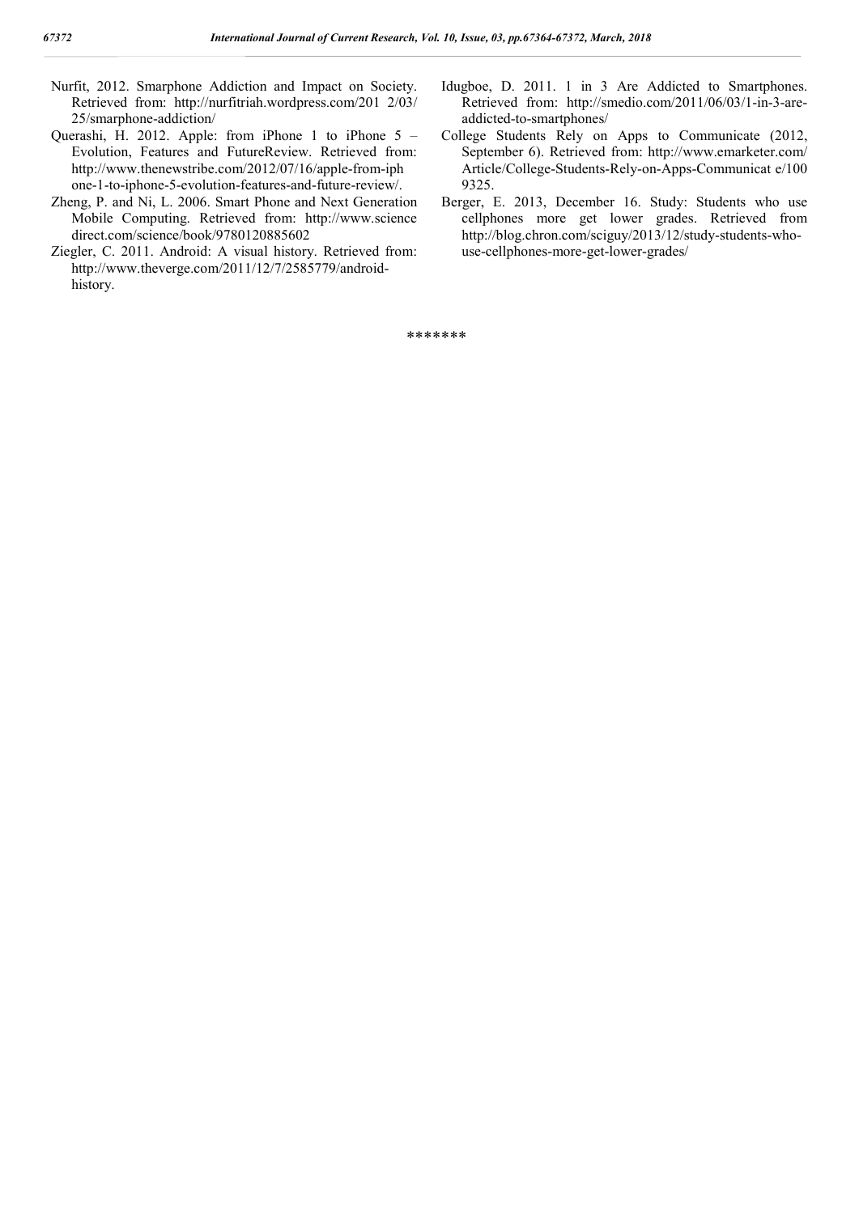Nurfit, 2012. Smarphone Addiction and Impact on Society. Retrieved from: http://nurfitriah.wordpress.com/201 2/03/ 25/smarphone-addiction/

Querashi, H. 2012. Apple: from iPhone 1 to iPhone 5 – Evolution, Features and FutureReview. Retrieved from: http://www.thenewstribe.com/2012/07/16/apple-from-iph one-1-to-iphone-5-evolution-features-and-future-review/.

Zheng, P. and Ni, L. 2006. Smart Phone and Next Generation Mobile Computing. Retrieved from: http://www.science direct.com/science/book/9780120885602

Ziegler, C. 2011. Android: A visual history. Retrieved from: http://www.theverge.com/2011/12/7/2585779/android-history.

Idugboe, D. 2011. 1 in 3 Are Addicted to Smartphones. Retrieved from: http://smedio.com/2011/06/03/1-in-3-are-addicted-to-smartphones/

College Students Rely on Apps to Communicate (2012, September 6). Retrieved from: http://www.emarketer.com/ Article/College-Students-Rely-on-Apps-Communicat e/100 9325.

Berger, E. 2013, December 16. Study: Students who use cellphones more get lower grades. Retrieved from http://blog.chron.com/sciguy/2013/12/study-students-who-use-cellphones-more-get-lower-grades/

*******